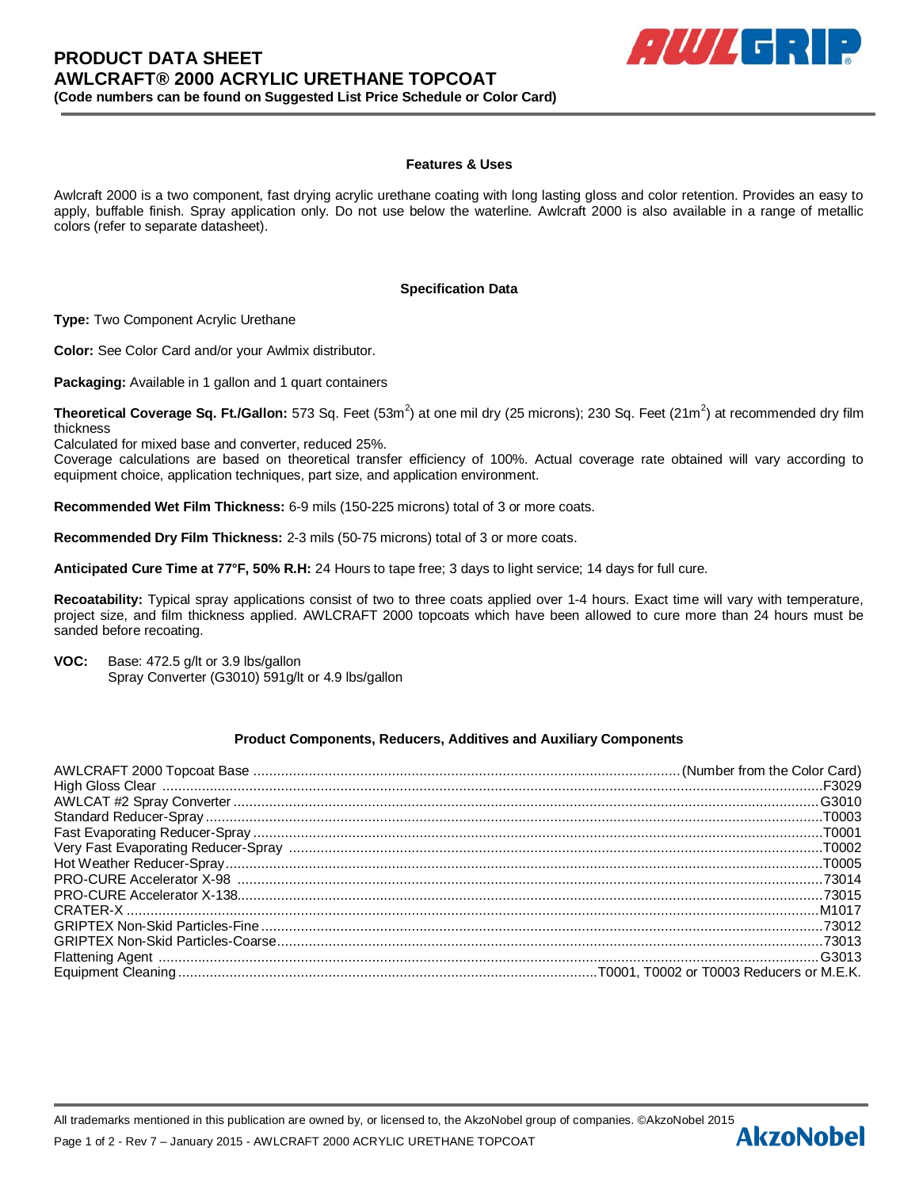# PRODUCT DATA SHEET
# AWLCRAFT® 2000 ACRYLIC URETHANE TOPCOAT

**(Code numbers can be found on Suggested List Price Schedule or Color Card)**

## Features & Uses

Awlcraft 2000 is a two component, fast drying acrylic urethane coating with long lasting gloss and color retention. Provides an easy to apply, buffable finish. Spray application only. Do not use below the waterline. Awlcraft 2000 is also available in a range of metallic colors (refer to separate datasheet).

## Specification Data

**Type:** Two Component Acrylic Urethane

**Color:** See Color Card and/or your Awlmix distributor.

**Packaging:** Available in 1 gallon and 1 quart containers

**Theoretical Coverage Sq. Ft./Gallon:** 573 Sq. Feet (53m$^2$) at one mil dry (25 microns); 230 Sq. Feet (21m$^2$) at recommended dry film thickness
Calculated for mixed base and converter, reduced 25%.
Coverage calculations are based on theoretical transfer efficiency of 100%. Actual coverage rate obtained will vary according to equipment choice, application techniques, part size, and application environment.

**Recommended Wet Film Thickness:** 6-9 mils (150-225 microns) total of 3 or more coats.

**Recommended Dry Film Thickness:** 2-3 mils (50-75 microns) total of 3 or more coats.

**Anticipated Cure Time at 77°F, 50% R.H:** 24 Hours to tape free; 3 days to light service; 14 days for full cure.

**Recoatability:** Typical spray applications consist of two to three coats applied over 1-4 hours. Exact time will vary with temperature, project size, and film thickness applied. AWLCRAFT 2000 topcoats which have been allowed to cure more than 24 hours must be sanded before recoating.

**VOC:** Base: 472.5 g/lt or 3.9 lbs/gallon
Spray Converter (G3010) 591g/lt or 4.9 lbs/gallon

## Product Components, Reducers, Additives and Auxiliary Components

| Component | Code |
|---|---|
| AWLCRAFT 2000 Topcoat Base | (Number from the Color Card) |
| High Gloss Clear | F3029 |
| AWLCAT #2 Spray Converter | G3010 |
| Standard Reducer-Spray | T0003 |
| Fast Evaporating Reducer-Spray | T0001 |
| Very Fast Evaporating Reducer-Spray | T0002 |
| Hot Weather Reducer-Spray | T0005 |
| PRO-CURE Accelerator X-98 | 73014 |
| PRO-CURE Accelerator X-138 | 73015 |
| CRATER-X | M1017 |
| GRIPTEX Non-Skid Particles-Fine | 73012 |
| GRIPTEX Non-Skid Particles-Coarse | 73013 |
| Flattening Agent | G3013 |
| Equipment Cleaning | T0001, T0002 or T0003 Reducers or M.E.K. |

All trademarks mentioned in this publication are owned by, or licensed to, the AkzoNobel group of companies. ©AkzoNobel 2015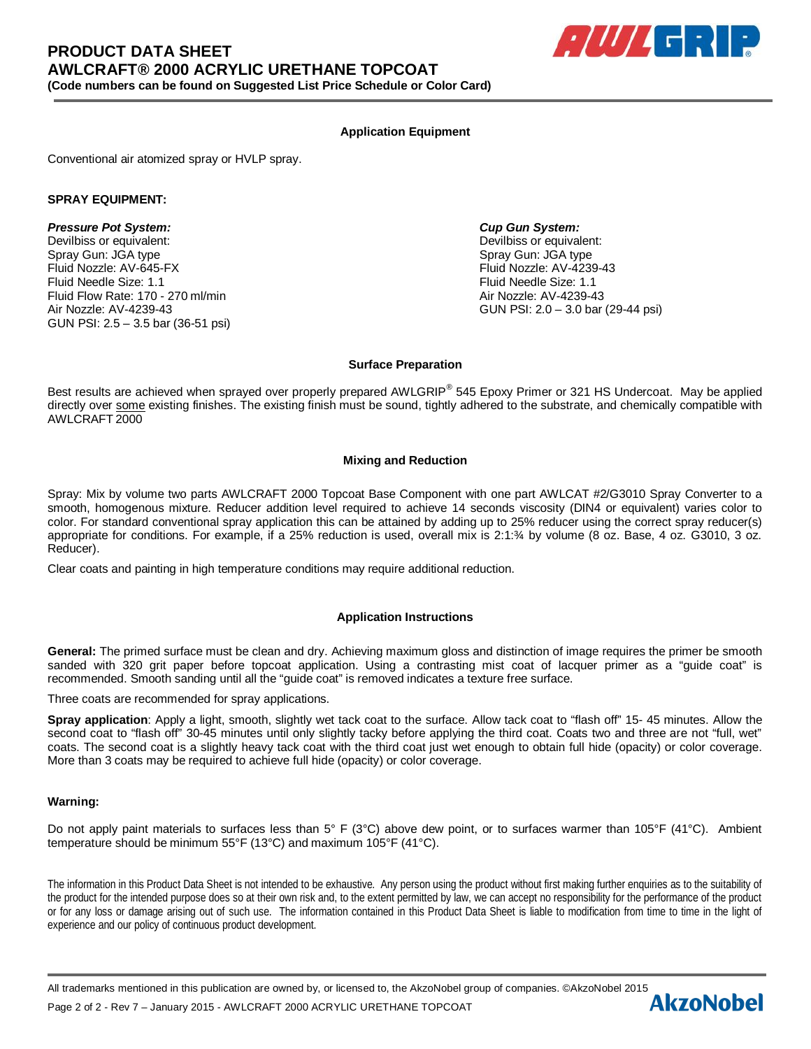# PRODUCT DATA SHEET
# AWLCRAFT® 2000 ACRYLIC URETHANE TOPCOAT
**(Code numbers can be found on Suggested List Price Schedule or Color Card)**

## Application Equipment

Conventional air atomized spray or HVLP spray.

**SPRAY EQUIPMENT:**

***Pressure Pot System:***
Devilbiss or equivalent:
Spray Gun: JGA type
Fluid Nozzle: AV-645-FX
Fluid Needle Size: 1.1
Fluid Flow Rate: 170 - 270 ml/min
Air Nozzle: AV-4239-43
GUN PSI: 2.5 – 3.5 bar (36-51 psi)

***Cup Gun System:***
Devilbiss or equivalent:
Spray Gun: JGA type
Fluid Nozzle: AV-4239-43
Fluid Needle Size: 1.1
Air Nozzle: AV-4239-43
GUN PSI: 2.0 – 3.0 bar (29-44 psi)

## Surface Preparation

Best results are achieved when sprayed over properly prepared AWLGRIP® 545 Epoxy Primer or 321 HS Undercoat. May be applied directly over some existing finishes. The existing finish must be sound, tightly adhered to the substrate, and chemically compatible with AWLCRAFT 2000

## Mixing and Reduction

Spray: Mix by volume two parts AWLCRAFT 2000 Topcoat Base Component with one part AWLCAT #2/G3010 Spray Converter to a smooth, homogenous mixture. Reducer addition level required to achieve 14 seconds viscosity (DIN4 or equivalent) varies color to color. For standard conventional spray application this can be attained by adding up to 25% reducer using the correct spray reducer(s) appropriate for conditions. For example, if a 25% reduction is used, overall mix is 2:1:¾ by volume (8 oz. Base, 4 oz. G3010, 3 oz. Reducer).

Clear coats and painting in high temperature conditions may require additional reduction.

## Application Instructions

**General:** The primed surface must be clean and dry. Achieving maximum gloss and distinction of image requires the primer be smooth sanded with 320 grit paper before topcoat application. Using a contrasting mist coat of lacquer primer as a "guide coat" is recommended. Smooth sanding until all the "guide coat" is removed indicates a texture free surface.

Three coats are recommended for spray applications.

**Spray application**: Apply a light, smooth, slightly wet tack coat to the surface. Allow tack coat to "flash off" 15- 45 minutes. Allow the second coat to "flash off" 30-45 minutes until only slightly tacky before applying the third coat. Coats two and three are not "full, wet" coats. The second coat is a slightly heavy tack coat with the third coat just wet enough to obtain full hide (opacity) or color coverage. More than 3 coats may be required to achieve full hide (opacity) or color coverage.

**Warning:**

Do not apply paint materials to surfaces less than 5° F (3°C) above dew point, or to surfaces warmer than 105°F (41°C). Ambient temperature should be minimum 55°F (13°C) and maximum 105°F (41°C).

The information in this Product Data Sheet is not intended to be exhaustive. Any person using the product without first making further enquiries as to the suitability of the product for the intended purpose does so at their own risk and, to the extent permitted by law, we can accept no responsibility for the performance of the product or for any loss or damage arising out of such use. The information contained in this Product Data Sheet is liable to modification from time to time in the light of experience and our policy of continuous product development.

All trademarks mentioned in this publication are owned by, or licensed to, the AkzoNobel group of companies. ©AkzoNobel 2015